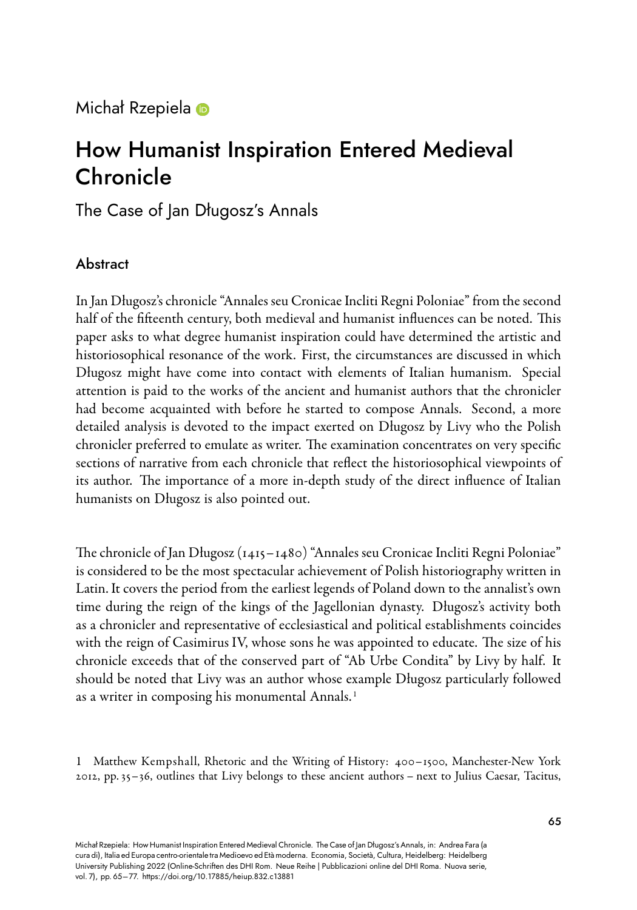Michał Rzepiela

# How Humanist Inspiration Entered Medieval Chronicle

## The Case of Jan Długosz's Annals

### Abstract

In Jan Długosz's chronicle "Annales seu Cronicae Incliti Regni Poloniae" from the second half of the fifteenth century, both medieval and humanist influences can be noted. This paper asks to what degree humanist inspiration could have determined the artistic and historiosophical resonance of the work. First, the circumstances are discussed in which Długosz might have come into contact with elements of Italian humanism. Special attention is paid to the works of the ancient and humanist authors that the chronicler had become acquainted with before he started to compose Annals. Second, a more detailed analysis is devoted to the impact exerted on Długosz by Livy who the Polish chronicler preferred to emulate as writer. The examination concentrates on very specific sections of narrative from each chronicle that reflect the historiosophical viewpoints of its author. The importance of a more in-depth study of the direct influence of Italian humanists on Długosz is also pointed out.

The chronicle of Jan Długosz (1415–1480) "Annales seu Cronicae Incliti Regni Poloniae" is considered to be the most spectacular achievement of Polish historiography written in Latin. It covers the period from the earliest legends of Poland down to the annalist's own time during the reign of the kings of the Jagellonian dynasty. Długosz's activity both as a chronicler and representative of ecclesiastical and political establishments coincides with the reign of Casimirus IV, whose sons he was appointed to educate. The size of his chronicle exceeds that of the conserved part of "Ab Urbe Condita" by Livy by half. It should be noted that Livy was an author whose example Długosz particularly followed as a writer in composing his monumental Annals.[1]

1 Matthew Kempshall, Rhetoric and the Writing of History: 400–1500, Manchester-New York 2012, pp. 35–36, outlines that Livy belongs to these ancient authors – next to Julius Caesar, Tacitus,

Michał Rzepiela: How Humanist Inspiration Entered Medieval Chronicle. The Case of Jan Długosz's Annals, in: Andrea Fara (a cura di), Italia ed Europa centro-orientale tra Medioevo ed Età moderna. Economia, Società, Cultura, Heidelberg: Heidelberg University Publishing 2022 (Online-Schriften des DHI Rom. Neue Reihe | Pubblicazioni online del DHI Roma. Nuova serie, vol. 7), pp. 65–77. https://doi.org/10.17885/heiup.832.c13881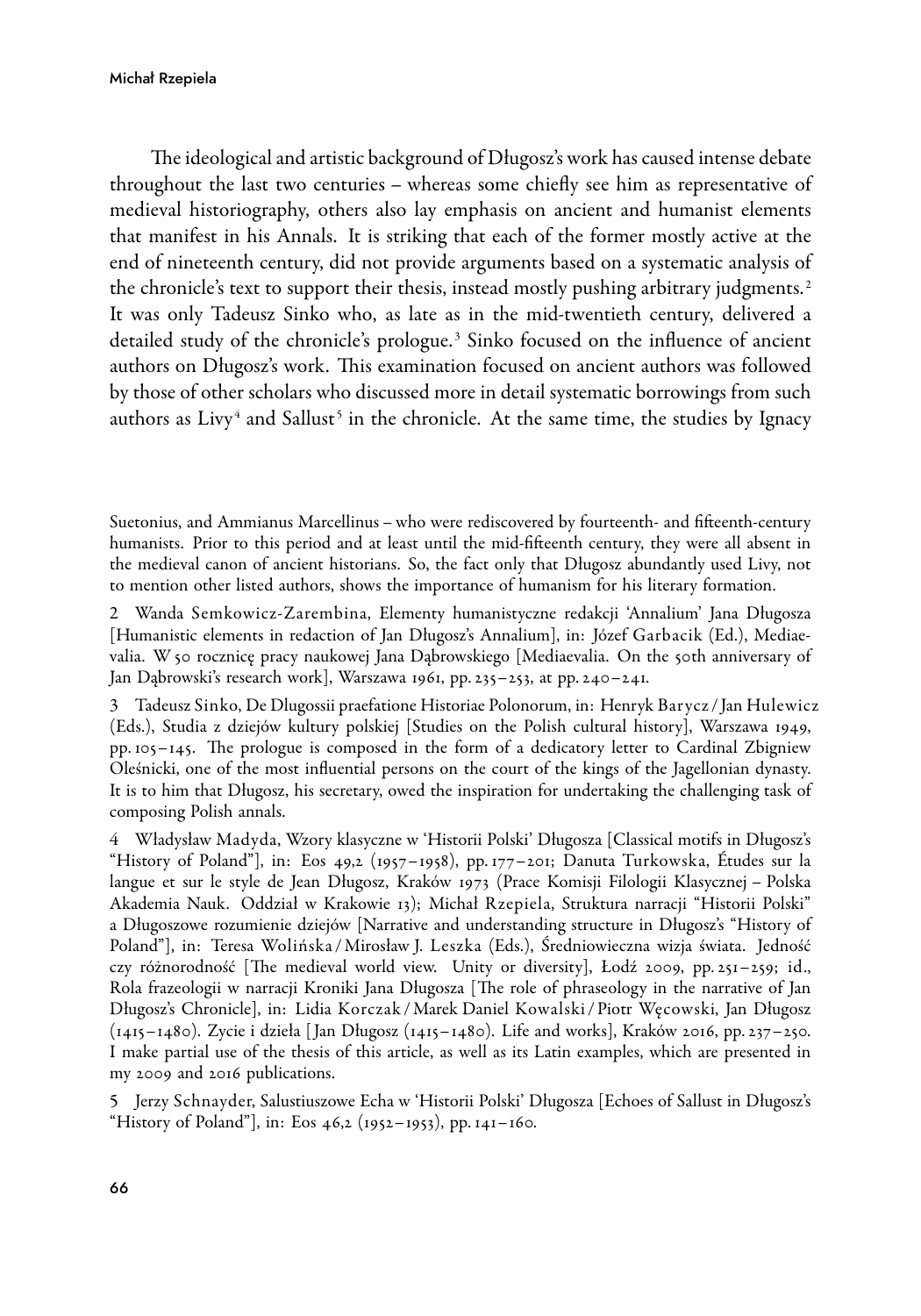The ideological and artistic background of Długosz's work has caused intense debate throughout the last two centuries – whereas some chiefly see him as representative of medieval historiography, others also lay emphasis on ancient and humanist elements that manifest in his Annals. It is striking that each of the former mostly active at the end of nineteenth century, did not provide arguments based on a systematic analysis of the chronicle's text to support their thesis, instead mostly pushing arbitrary judgments.[2] It was only Tadeusz Sinko who, as late as in the mid-twentieth century, delivered a detailed study of the chronicle's prologue.[3] Sinko focused on the influence of ancient authors on Długosz's work. This examination focused on ancient authors was followed by those of other scholars who discussed more in detail systematic borrowings from such authors as Livy[4] and Sallust[5] in the chronicle. At the same time, the studies by Ignacy

Suetonius, and Ammianus Marcellinus – who were rediscovered by fourteenth- and fifteenth-century humanists. Prior to this period and at least until the mid-fifteenth century, they were all absent in the medieval canon of ancient historians. So, the fact only that Długosz abundantly used Livy, not to mention other listed authors, shows the importance of humanism for his literary formation.

2 Wanda Semkowicz-Zarembina, Elementy humanistyczne redakcji 'Annalium' Jana Długosza [Humanistic elements in redaction of Jan Długosz's Annalium], in: Józef Garbacik (Ed.), Mediaevalia. W 50 rocznicę pracy naukowej Jana Dąbrowskiego [Mediaevalia. On the 50th anniversary of Jan Dąbrowski's research work], Warszawa 1961, pp. 235–253, at pp. 240–241.

3 Tadeusz Sinko, De Dlugossii praefatione Historiae Polonorum, in: Henryk Barycz / Jan Hulewicz (Eds.), Studia z dziejów kultury polskiej [Studies on the Polish cultural history], Warszawa 1949, pp. 105–145. The prologue is composed in the form of a dedicatory letter to Cardinal Zbigniew Oleśnicki, one of the most influential persons on the court of the kings of the Jagellonian dynasty. It is to him that Długosz, his secretary, owed the inspiration for undertaking the challenging task of composing Polish annals.

4 Władysław Madyda, Wzory klasyczne w 'Historii Polski' Długosza [Classical motifs in Długosz's "History of Poland"], in: Eos 49,2 (1957–1958), pp. 177–201; Danuta Turkowska, Études sur la langue et sur le style de Jean Długosz, Kraków 1973 (Prace Komisji Filologii Klasycznej – Polska Akademia Nauk. Oddział w Krakowie 13); Michał Rzepiela, Struktura narracji "Historii Polski" a Długoszowe rozumienie dziejów [Narrative and understanding structure in Długosz's "History of Poland"], in: Teresa Wolińska / Mirosław J. Leszka (Eds.), Średniowieczna wizja świata. Jedność czy różnorodność [The medieval world view. Unity or diversity], Łodź 2009, pp. 251–259; id., Rola frazeologii w narracji Kroniki Jana Długosza [The role of phraseology in the narrative of Jan Długosz's Chronicle], in: Lidia Korczak / Marek Daniel Kowalski / Piotr Węcowski, Jan Długosz (1415–1480). Zycie i dzieła [Jan Długosz (1415–1480). Life and works], Kraków 2016, pp. 237–250. I make partial use of the thesis of this article, as well as its Latin examples, which are presented in my 2009 and 2016 publications.

5 Jerzy Schnayder, Salustiuszowe Echa w 'Historii Polski' Długosza [Echoes of Sallust in Długosz's "History of Poland"], in: Eos 46,2 (1952–1953), pp. 141–160.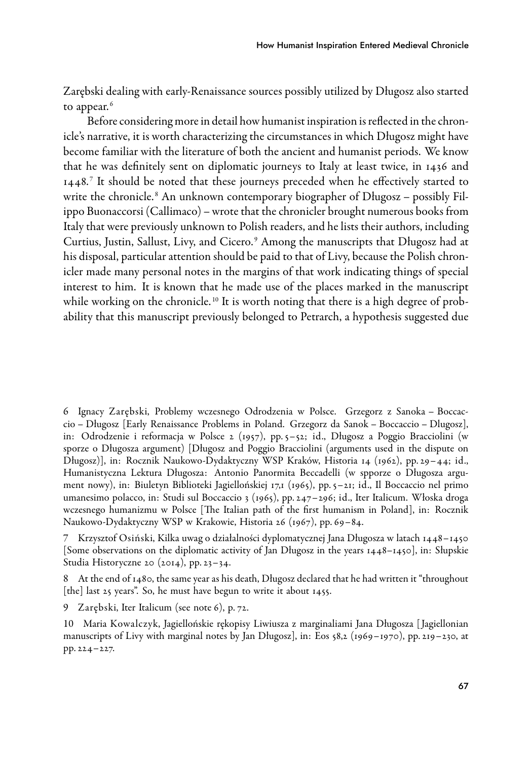Zarębski dealing with early-Renaissance sources possibly utilized by Długosz also started to appear.[6]

Before considering more in detail how humanist inspiration is reflected in the chronicle's narrative, it is worth characterizing the circumstances in which Długosz might have become familiar with the literature of both the ancient and humanist periods. We know that he was definitely sent on diplomatic journeys to Italy at least twice, in 1436 and 1448.[7] It should be noted that these journeys preceded when he effectively started to write the chronicle.[8] An unknown contemporary biographer of Długosz – possibly Filippo Buonaccorsi (Callimaco) – wrote that the chronicler brought numerous books from Italy that were previously unknown to Polish readers, and he lists their authors, including Curtius, Justin, Sallust, Livy, and Cicero.[9] Among the manuscripts that Długosz had at his disposal, particular attention should be paid to that of Livy, because the Polish chronicler made many personal notes in the margins of that work indicating things of special interest to him. It is known that he made use of the places marked in the manuscript while working on the chronicle.[10] It is worth noting that there is a high degree of probability that this manuscript previously belonged to Petrarch, a hypothesis suggested due

6 Ignacy Zarębski, Problemy wczesnego Odrodzenia w Polsce. Grzegorz z Sanoka – Boccaccio – Długosz [Early Renaissance Problems in Poland. Grzegorz da Sanok – Boccaccio – Dlugosz], in: Odrodzenie i reformacja w Polsce 2 (1957), pp. 5–52; id., Długosz a Poggio Bracciolini (w sporze o Długosza argument) [Długosz and Poggio Bracciolini (arguments used in the dispute on Długosz)], in: Rocznik Naukowo-Dydaktyczny WSP Kraków, Historia 14 (1962), pp. 29–44; id., Humanistyczna Lektura Długosza: Antonio Panormita Beccadelli (w spporze o Długosza argument nowy), in: Biuletyn Biblioteki Jagiellońskiej 17,1 (1965), pp. 5–21; id., Il Boccaccio nel primo umanesimo polacco, in: Studi sul Boccaccio 3 (1965), pp. 247–296; id., Iter Italicum. Włoska droga wczesnego humanizmu w Polsce [The Italian path of the first humanism in Poland], in: Rocznik Naukowo-Dydaktyczny WSP w Krakowie, Historia 26 (1967), pp. 69–84.

7 Krzysztof Osiński, Kilka uwag o działalności dyplomatycznej Jana Długosza w latach 1448–1450 [Some observations on the diplomatic activity of Jan Długosz in the years 1448–1450], in: Słupskie Studia Historyczne 20 (2014), pp. 23–34.

8 At the end of 1480, the same year as his death, Długosz declared that he had written it "throughout [the] last 25 years". So, he must have begun to write it about 1455.

9 Zarębski, Iter Italicum (see note 6), p. 72.

10 Maria Kowalczyk, Jagiellońskie rękopisy Liwiusza z marginaliami Jana Długosza [Jagiellonian manuscripts of Livy with marginal notes by Jan Długosz], in: Eos 58,2 (1969–1970), pp. 219–230, at pp. 224–227.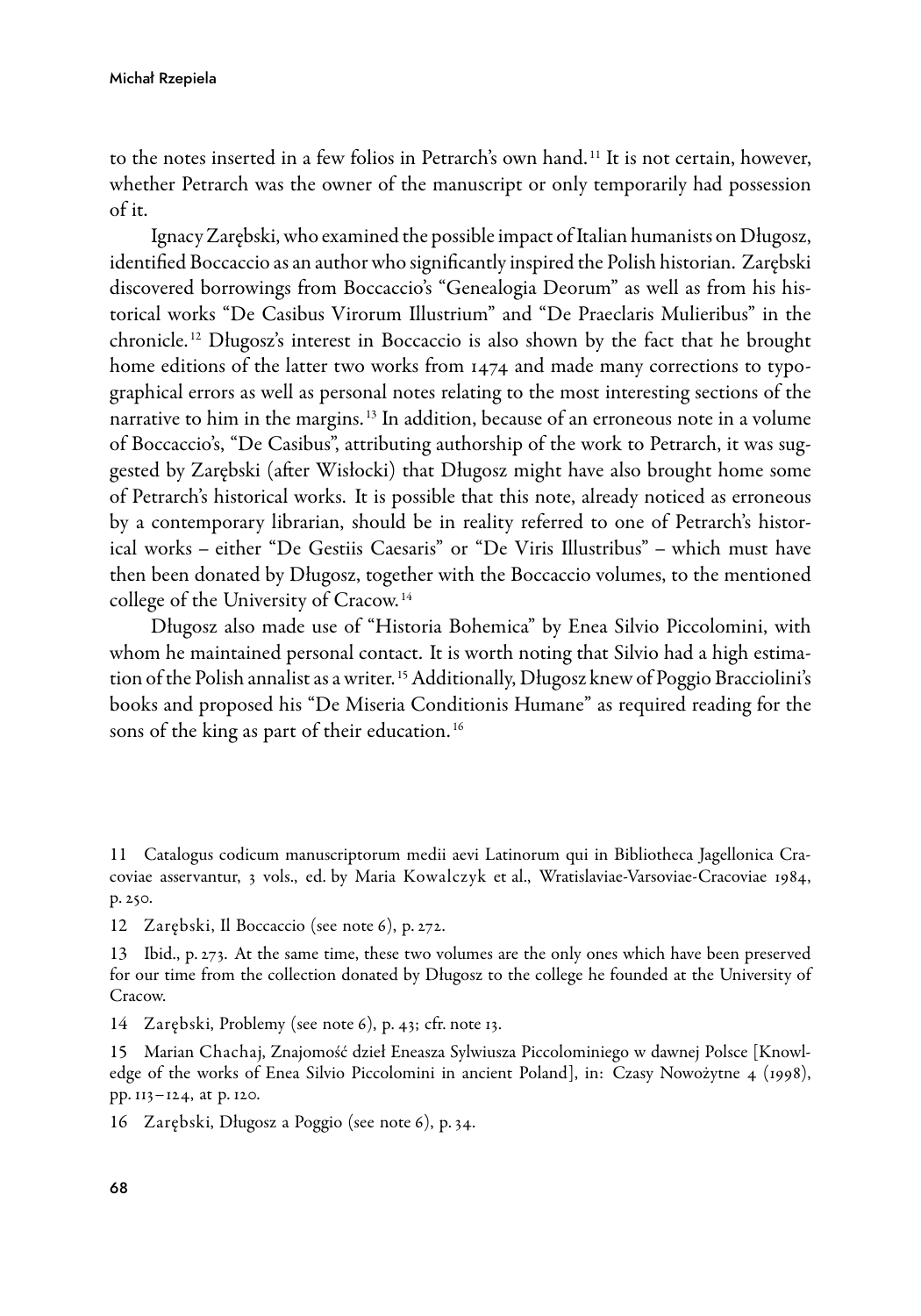to the notes inserted in a few folios in Petrarch's own hand.[11] It is not certain, however, whether Petrarch was the owner of the manuscript or only temporarily had possession of it.

Ignacy Zarębski, who examined the possible impact of Italian humanists on Długosz, identified Boccaccio as an author who significantly inspired the Polish historian. Zarębski discovered borrowings from Boccaccio's "Genealogia Deorum" as well as from his historical works "De Casibus Virorum Illustrium" and "De Praeclaris Mulieribus" in the chronicle.[12] Długosz's interest in Boccaccio is also shown by the fact that he brought home editions of the latter two works from 1474 and made many corrections to typographical errors as well as personal notes relating to the most interesting sections of the narrative to him in the margins.[13] In addition, because of an erroneous note in a volume of Boccaccio's, "De Casibus", attributing authorship of the work to Petrarch, it was suggested by Zarębski (after Wisłocki) that Długosz might have also brought home some of Petrarch's historical works. It is possible that this note, already noticed as erroneous by a contemporary librarian, should be in reality referred to one of Petrarch's historical works – either "De Gestiis Caesaris" or "De Viris Illustribus" – which must have then been donated by Długosz, together with the Boccaccio volumes, to the mentioned college of the University of Cracow.[14]

Długosz also made use of "Historia Bohemica" by Enea Silvio Piccolomini, with whom he maintained personal contact. It is worth noting that Silvio had a high estimation of the Polish annalist as a writer.[15] Additionally, Długosz knew of Poggio Bracciolini's books and proposed his "De Miseria Conditionis Humane" as required reading for the sons of the king as part of their education.[16]

---

11 Catalogus codicum manuscriptorum medii aevi Latinorum qui in Bibliotheca Jagellonica Cracoviae asservantur, 3 vols., ed. by Maria Kowalczyk et al., Wratislaviae-Varsoviae-Cracoviae 1984, p. 250.

12 Zarębski, Il Boccaccio (see note 6), p. 272.

13 Ibid., p. 273. At the same time, these two volumes are the only ones which have been preserved for our time from the collection donated by Długosz to the college he founded at the University of Cracow.

14 Zarębski, Problemy (see note 6), p. 43; cfr. note 13.

15 Marian Chachaj, Znajomość dzieł Eneasza Sylwiusza Piccolominiego w dawnej Polsce [Knowledge of the works of Enea Silvio Piccolomini in ancient Poland], in: Czasy Nowożytne 4 (1998), pp. 113–124, at p. 120.

16 Zarębski, Długosz a Poggio (see note 6), p. 34.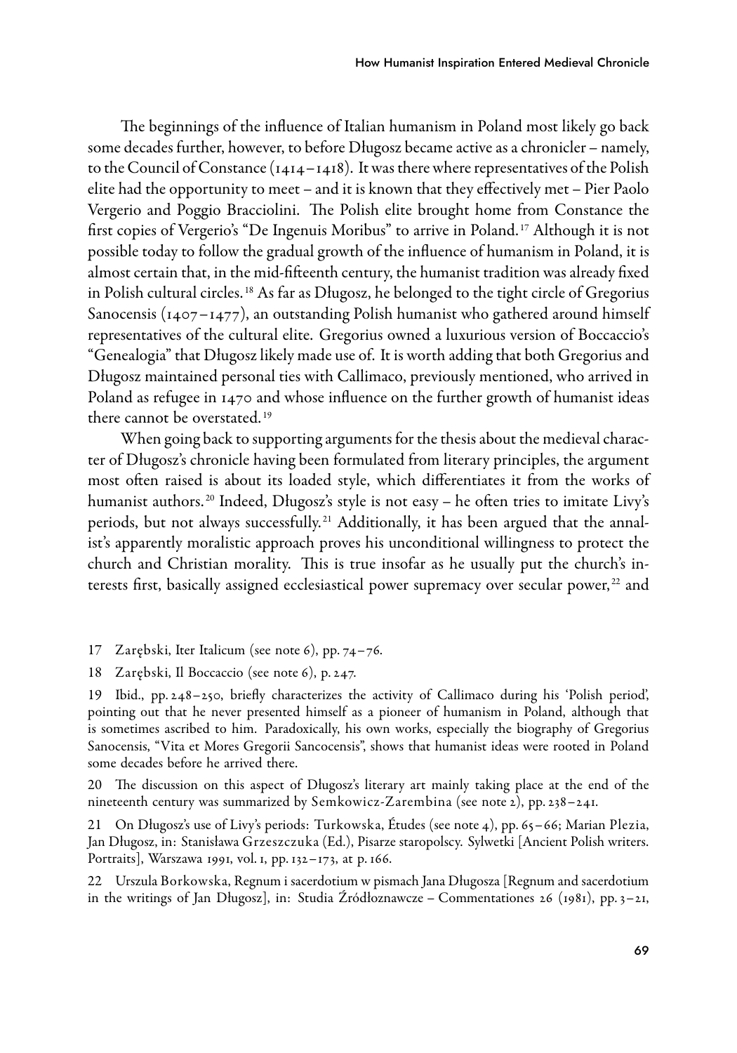The beginnings of the influence of Italian humanism in Poland most likely go back some decades further, however, to before Długosz became active as a chronicler – namely, to the Council of Constance (1414–1418). It was there where representatives of the Polish elite had the opportunity to meet – and it is known that they effectively met – Pier Paolo Vergerio and Poggio Bracciolini. The Polish elite brought home from Constance the first copies of Vergerio's "De Ingenuis Moribus" to arrive in Poland.[17] Although it is not possible today to follow the gradual growth of the influence of humanism in Poland, it is almost certain that, in the mid-fifteenth century, the humanist tradition was already fixed in Polish cultural circles.[18] As far as Długosz, he belonged to the tight circle of Gregorius Sanocensis (1407–1477), an outstanding Polish humanist who gathered around himself representatives of the cultural elite. Gregorius owned a luxurious version of Boccaccio's "Genealogia" that Długosz likely made use of. It is worth adding that both Gregorius and Długosz maintained personal ties with Callimaco, previously mentioned, who arrived in Poland as refugee in 1470 and whose influence on the further growth of humanist ideas there cannot be overstated.[19]

When going back to supporting arguments for the thesis about the medieval character of Długosz's chronicle having been formulated from literary principles, the argument most often raised is about its loaded style, which differentiates it from the works of humanist authors.[20] Indeed, Długosz's style is not easy – he often tries to imitate Livy's periods, but not always successfully.[21] Additionally, it has been argued that the annalist's apparently moralistic approach proves his unconditional willingness to protect the church and Christian morality. This is true insofar as he usually put the church's interests first, basically assigned ecclesiastical power supremacy over secular power,[22] and

17 Zarębski, Iter Italicum (see note 6), pp. 74–76.

18 Zarębski, Il Boccaccio (see note 6), p. 247.

19 Ibid., pp. 248–250, briefly characterizes the activity of Callimaco during his 'Polish period', pointing out that he never presented himself as a pioneer of humanism in Poland, although that is sometimes ascribed to him. Paradoxically, his own works, especially the biography of Gregorius Sanocensis, "Vita et Mores Gregorii Sancocensis", shows that humanist ideas were rooted in Poland some decades before he arrived there.

20 The discussion on this aspect of Długosz's literary art mainly taking place at the end of the nineteenth century was summarized by Semkowicz-Zarembina (see note 2), pp. 238–241.

21 On Długosz's use of Livy's periods: Turkowska, Études (see note 4), pp. 65–66; Marian Plezia, Jan Długosz, in: Stanisława Grzeszczuka (Ed.), Pisarze staropolscy. Sylwetki [Ancient Polish writers. Portraits], Warszawa 1991, vol. 1, pp. 132–173, at p. 166.

22 Urszula Borkowska, Regnum i sacerdotium w pismach Jana Długosza [Regnum and sacerdotium in the writings of Jan Długosz], in: Studia Źródłoznawcze – Commentationes 26 (1981), pp. 3–21,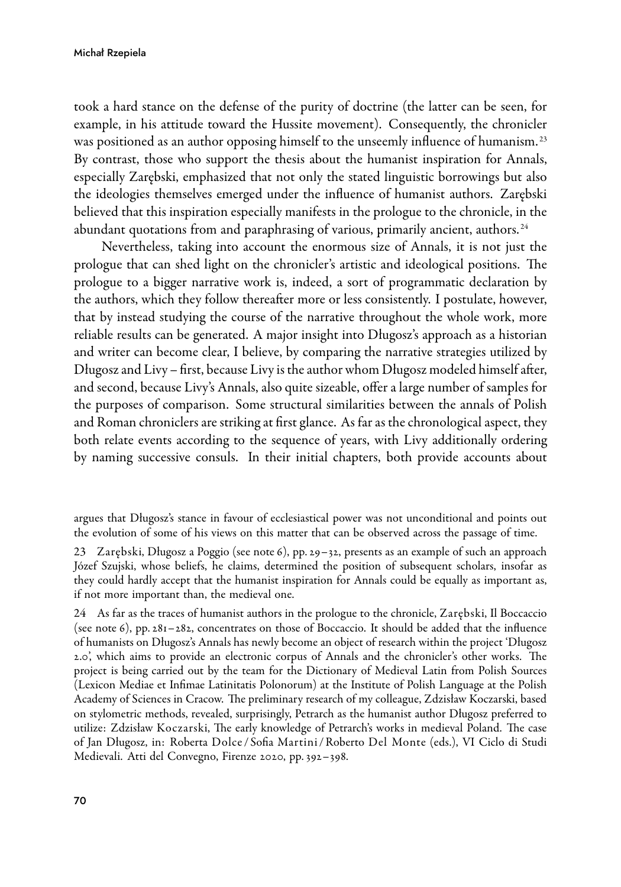took a hard stance on the defense of the purity of doctrine (the latter can be seen, for example, in his attitude toward the Hussite movement). Consequently, the chronicler was positioned as an author opposing himself to the unseemly influence of humanism.[23] By contrast, those who support the thesis about the humanist inspiration for Annals, especially Zarębski, emphasized that not only the stated linguistic borrowings but also the ideologies themselves emerged under the influence of humanist authors. Zarębski believed that this inspiration especially manifests in the prologue to the chronicle, in the abundant quotations from and paraphrasing of various, primarily ancient, authors.[24]

Nevertheless, taking into account the enormous size of Annals, it is not just the prologue that can shed light on the chronicler's artistic and ideological positions. The prologue to a bigger narrative work is, indeed, a sort of programmatic declaration by the authors, which they follow thereafter more or less consistently. I postulate, however, that by instead studying the course of the narrative throughout the whole work, more reliable results can be generated. A major insight into Długosz's approach as a historian and writer can become clear, I believe, by comparing the narrative strategies utilized by Długosz and Livy – first, because Livy is the author whom Długosz modeled himself after, and second, because Livy's Annals, also quite sizeable, offer a large number of samples for the purposes of comparison. Some structural similarities between the annals of Polish and Roman chroniclers are striking at first glance. As far as the chronological aspect, they both relate events according to the sequence of years, with Livy additionally ordering by naming successive consuls. In their initial chapters, both provide accounts about

argues that Długosz's stance in favour of ecclesiastical power was not unconditional and points out the evolution of some of his views on this matter that can be observed across the passage of time.

23 Zarębski, Długosz a Poggio (see note 6), pp. 29–32, presents as an example of such an approach Józef Szujski, whose beliefs, he claims, determined the position of subsequent scholars, insofar as they could hardly accept that the humanist inspiration for Annals could be equally as important as, if not more important than, the medieval one.

24 As far as the traces of humanist authors in the prologue to the chronicle, Zarębski, Il Boccaccio (see note 6), pp. 281–282, concentrates on those of Boccaccio. It should be added that the influence of humanists on Długosz's Annals has newly become an object of research within the project 'Długosz 2.0', which aims to provide an electronic corpus of Annals and the chronicler's other works. The project is being carried out by the team for the Dictionary of Medieval Latin from Polish Sources (Lexicon Mediae et Infimae Latinitatis Polonorum) at the Institute of Polish Language at the Polish Academy of Sciences in Cracow. The preliminary research of my colleague, Zdzisław Koczarski, based on stylometric methods, revealed, surprisingly, Petrarch as the humanist author Długosz preferred to utilize: Zdzisław Koczarski, The early knowledge of Petrarch's works in medieval Poland. The case of Jan Długosz, in: Roberta Dolce / Sofia Martini / Roberto Del Monte (eds.), VI Ciclo di Studi Medievali. Atti del Convegno, Firenze 2020, pp. 392–398.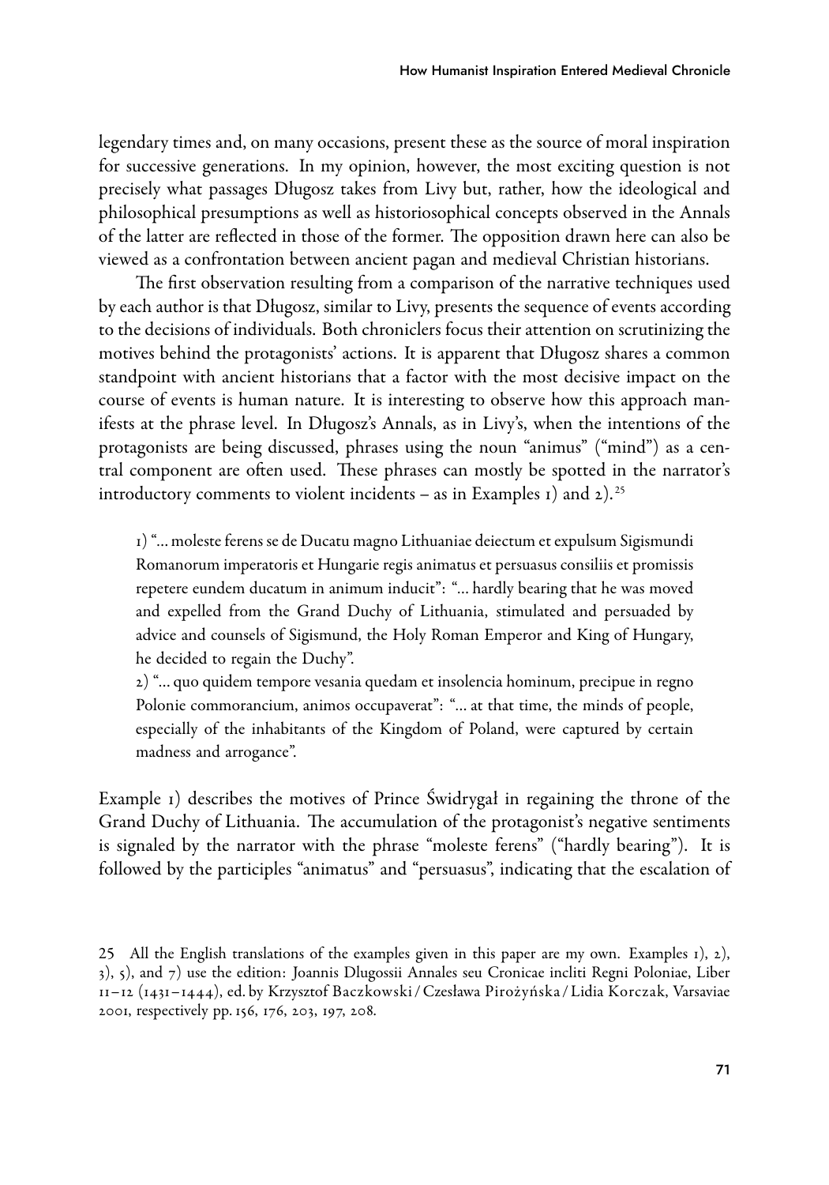legendary times and, on many occasions, present these as the source of moral inspiration for successive generations. In my opinion, however, the most exciting question is not precisely what passages Długosz takes from Livy but, rather, how the ideological and philosophical presumptions as well as historiosophical concepts observed in the Annals of the latter are reflected in those of the former. The opposition drawn here can also be viewed as a confrontation between ancient pagan and medieval Christian historians.

The first observation resulting from a comparison of the narrative techniques used by each author is that Długosz, similar to Livy, presents the sequence of events according to the decisions of individuals. Both chroniclers focus their attention on scrutinizing the motives behind the protagonists' actions. It is apparent that Długosz shares a common standpoint with ancient historians that a factor with the most decisive impact on the course of events is human nature. It is interesting to observe how this approach manifests at the phrase level. In Długosz's Annals, as in Livy's, when the intentions of the protagonists are being discussed, phrases using the noun "animus" ("mind") as a central component are often used. These phrases can mostly be spotted in the narrator's introductory comments to violent incidents – as in Examples 1) and 2).[25]

> 1) "… moleste ferens se de Ducatu magno Lithuaniae deiectum et expulsum Sigismundi Romanorum imperatoris et Hungarie regis animatus et persuasus consiliis et promissis repetere eundem ducatum in animum inducit": "… hardly bearing that he was moved and expelled from the Grand Duchy of Lithuania, stimulated and persuaded by advice and counsels of Sigismund, the Holy Roman Emperor and King of Hungary, he decided to regain the Duchy".
>
> 2) "… quo quidem tempore vesania quedam et insolencia hominum, precipue in regno Polonie commorancium, animos occupaverat": "… at that time, the minds of people, especially of the inhabitants of the Kingdom of Poland, were captured by certain madness and arrogance".

Example 1) describes the motives of Prince Świdrygał in regaining the throne of the Grand Duchy of Lithuania. The accumulation of the protagonist's negative sentiments is signaled by the narrator with the phrase "moleste ferens" ("hardly bearing"). It is followed by the participles "animatus" and "persuasus", indicating that the escalation of

25 All the English translations of the examples given in this paper are my own. Examples 1), 2), 3), 5), and 7) use the edition: Joannis Dlugossii Annales seu Cronicae incliti Regni Poloniae, Liber 11–12 (1431–1444), ed. by Krzysztof Baczkowski / Czesława Pirożyńska / Lidia Korczak, Varsaviae 2001, respectively pp. 156, 176, 203, 197, 208.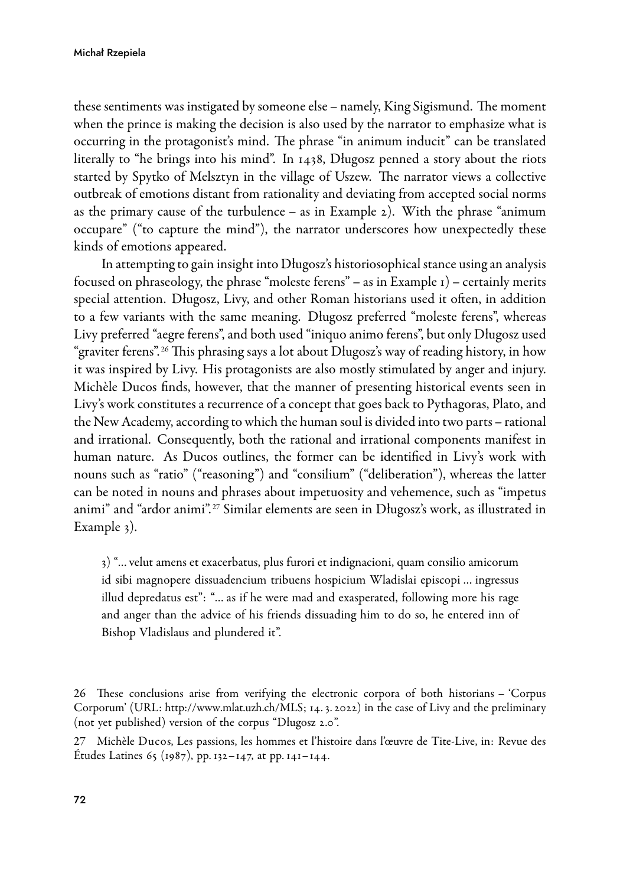these sentiments was instigated by someone else – namely, King Sigismund. The moment when the prince is making the decision is also used by the narrator to emphasize what is occurring in the protagonist's mind. The phrase "in animum inducit" can be translated literally to "he brings into his mind". In 1438, Długosz penned a story about the riots started by Spytko of Melsztyn in the village of Uszew. The narrator views a collective outbreak of emotions distant from rationality and deviating from accepted social norms as the primary cause of the turbulence – as in Example 2). With the phrase "animum occupare" ("to capture the mind"), the narrator underscores how unexpectedly these kinds of emotions appeared.

In attempting to gain insight into Długosz's historiosophical stance using an analysis focused on phraseology, the phrase "moleste ferens" – as in Example 1) – certainly merits special attention. Długosz, Livy, and other Roman historians used it often, in addition to a few variants with the same meaning. Długosz preferred "moleste ferens", whereas Livy preferred "aegre ferens", and both used "iniquo animo ferens", but only Długosz used "graviter ferens".[26] This phrasing says a lot about Długosz's way of reading history, in how it was inspired by Livy. His protagonists are also mostly stimulated by anger and injury. Michèle Ducos finds, however, that the manner of presenting historical events seen in Livy's work constitutes a recurrence of a concept that goes back to Pythagoras, Plato, and the New Academy, according to which the human soul is divided into two parts – rational and irrational. Consequently, both the rational and irrational components manifest in human nature. As Ducos outlines, the former can be identified in Livy's work with nouns such as "ratio" ("reasoning") and "consilium" ("deliberation"), whereas the latter can be noted in nouns and phrases about impetuosity and vehemence, such as "impetus animi" and "ardor animi".[27] Similar elements are seen in Długosz's work, as illustrated in Example 3).

> 3) "... velut amens et exacerbatus, plus furori et indignacioni, quam consilio amicorum id sibi magnopere dissuadencium tribuens hospicium Wladislai episcopi ... ingressus illud depredatus est": "... as if he were mad and exasperated, following more his rage and anger than the advice of his friends dissuading him to do so, he entered inn of Bishop Vladislaus and plundered it".

---

26 These conclusions arise from verifying the electronic corpora of both historians – 'Corpus Corporum' (URL: http://www.mlat.uzh.ch/MLS; 14. 3. 2022) in the case of Livy and the preliminary (not yet published) version of the corpus "Długosz 2.0".

27 Michèle Ducos, Les passions, les hommes et l'histoire dans l'œuvre de Tite-Live, in: Revue des Études Latines 65 (1987), pp. 132–147, at pp. 141–144.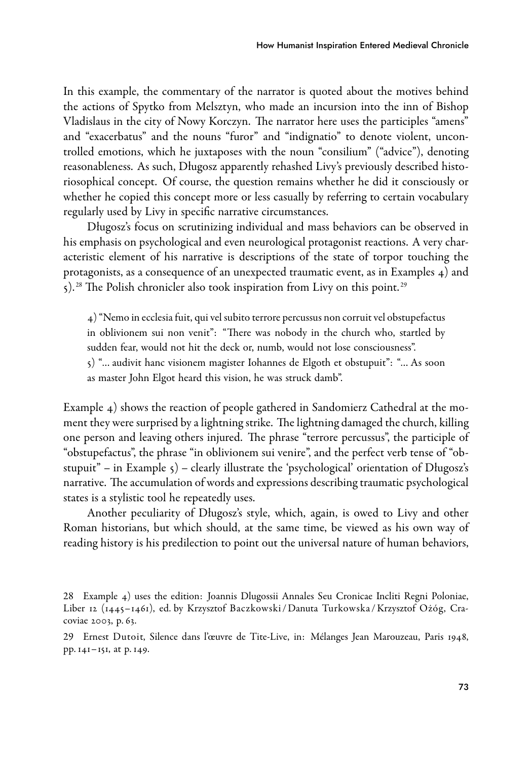In this example, the commentary of the narrator is quoted about the motives behind the actions of Spytko from Melsztyn, who made an incursion into the inn of Bishop Vladislaus in the city of Nowy Korczyn. The narrator here uses the participles "amens" and "exacerbatus" and the nouns "furor" and "indignatio" to denote violent, uncontrolled emotions, which he juxtaposes with the noun "consilium" ("advice"), denoting reasonableness. As such, Długosz apparently rehashed Livy's previously described historiosophical concept. Of course, the question remains whether he did it consciously or whether he copied this concept more or less casually by referring to certain vocabulary regularly used by Livy in specific narrative circumstances.

Długosz's focus on scrutinizing individual and mass behaviors can be observed in his emphasis on psychological and even neurological protagonist reactions. A very characteristic element of his narrative is descriptions of the state of torpor touching the protagonists, as a consequence of an unexpected traumatic event, as in Examples 4) and 5).[28] The Polish chronicler also took inspiration from Livy on this point.[29]

> 4) "Nemo in ecclesia fuit, qui vel subito terrore percussus non corruit vel obstupefactus in oblivionem sui non venit": "There was nobody in the church who, startled by sudden fear, would not hit the deck or, numb, would not lose consciousness".
>
> 5) "… audivit hanc visionem magister Iohannes de Elgoth et obstupuit": "… As soon as master John Elgot heard this vision, he was struck damb".

Example 4) shows the reaction of people gathered in Sandomierz Cathedral at the moment they were surprised by a lightning strike. The lightning damaged the church, killing one person and leaving others injured. The phrase "terrore percussus", the participle of "obstupefactus", the phrase "in oblivionem sui venire", and the perfect verb tense of "obstupuit" – in Example 5) – clearly illustrate the 'psychological' orientation of Długosz's narrative. The accumulation of words and expressions describing traumatic psychological states is a stylistic tool he repeatedly uses.

Another peculiarity of Długosz's style, which, again, is owed to Livy and other Roman historians, but which should, at the same time, be viewed as his own way of reading history is his predilection to point out the universal nature of human behaviors,

---

28 Example 4) uses the edition: Joannis Dlugossii Annales Seu Cronicae Incliti Regni Poloniae, Liber 12 (1445–1461), ed. by Krzysztof Baczkowski / Danuta Turkowska / Krzysztof Ożóg, Cracoviae 2003, p. 63.

29 Ernest Dutoit, Silence dans l'œuvre de Tite-Live, in: Mélanges Jean Marouzeau, Paris 1948, pp. 141–151, at p. 149.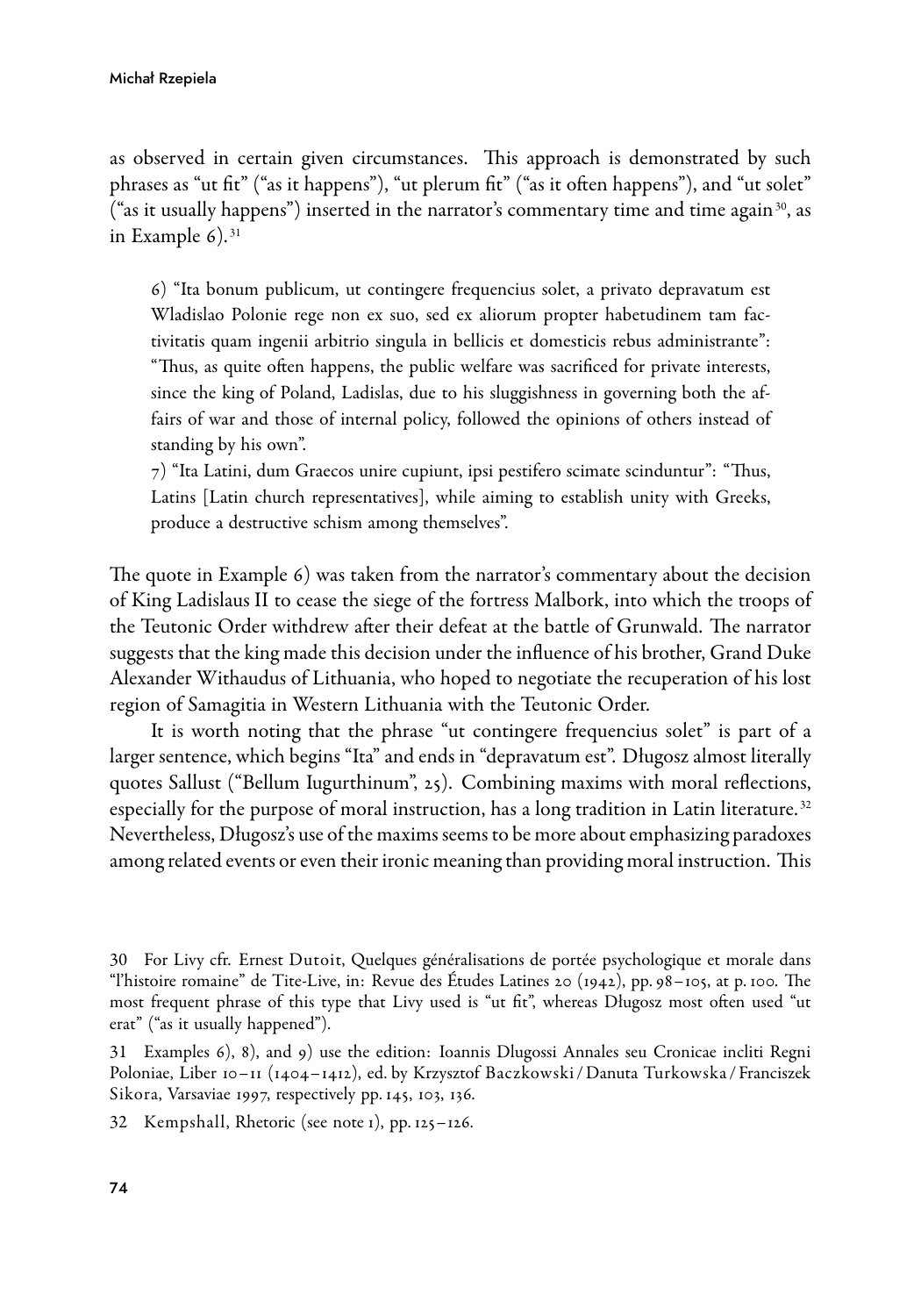as observed in certain given circumstances. This approach is demonstrated by such phrases as "ut fit" ("as it happens"), "ut plerum fit" ("as it often happens"), and "ut solet" ("as it usually happens") inserted in the narrator's commentary time and time again[30], as in Example 6).[31]

> 6) "Ita bonum publicum, ut contingere frequencius solet, a privato depravatum est Wladislao Polonie rege non ex suo, sed ex aliorum propter habetudinem tam factivitatis quam ingenii arbitrio singula in bellicis et domesticis rebus administrante": "Thus, as quite often happens, the public welfare was sacrificed for private interests, since the king of Poland, Ladislas, due to his sluggishness in governing both the affairs of war and those of internal policy, followed the opinions of others instead of standing by his own".
>
> 7) "Ita Latini, dum Graecos unire cupiunt, ipsi pestifero scimate scinduntur": "Thus, Latins [Latin church representatives], while aiming to establish unity with Greeks, produce a destructive schism among themselves".

The quote in Example 6) was taken from the narrator's commentary about the decision of King Ladislaus II to cease the siege of the fortress Malbork, into which the troops of the Teutonic Order withdrew after their defeat at the battle of Grunwald. The narrator suggests that the king made this decision under the influence of his brother, Grand Duke Alexander Withaudus of Lithuania, who hoped to negotiate the recuperation of his lost region of Samagitia in Western Lithuania with the Teutonic Order.

It is worth noting that the phrase "ut contingere frequencius solet" is part of a larger sentence, which begins "Ita" and ends in "depravatum est". Długosz almost literally quotes Sallust ("Bellum Iugurthinum", 25). Combining maxims with moral reflections, especially for the purpose of moral instruction, has a long tradition in Latin literature.[32] Nevertheless, Długosz's use of the maxims seems to be more about emphasizing paradoxes among related events or even their ironic meaning than providing moral instruction. This

---

30 For Livy cfr. Ernest Dutoit, Quelques généralisations de portée psychologique et morale dans "l'histoire romaine" de Tite-Live, in: Revue des Études Latines 20 (1942), pp. 98–105, at p. 100. The most frequent phrase of this type that Livy used is "ut fit", whereas Długosz most often used "ut erat" ("as it usually happened").

31 Examples 6), 8), and 9) use the edition: Ioannis Dlugossi Annales seu Cronicae incliti Regni Poloniae, Liber 10–11 (1404–1412), ed. by Krzysztof Baczkowski / Danuta Turkowska / Franciszek Sikora, Varsaviae 1997, respectively pp. 145, 103, 136.

32 Kempshall, Rhetoric (see note 1), pp. 125–126.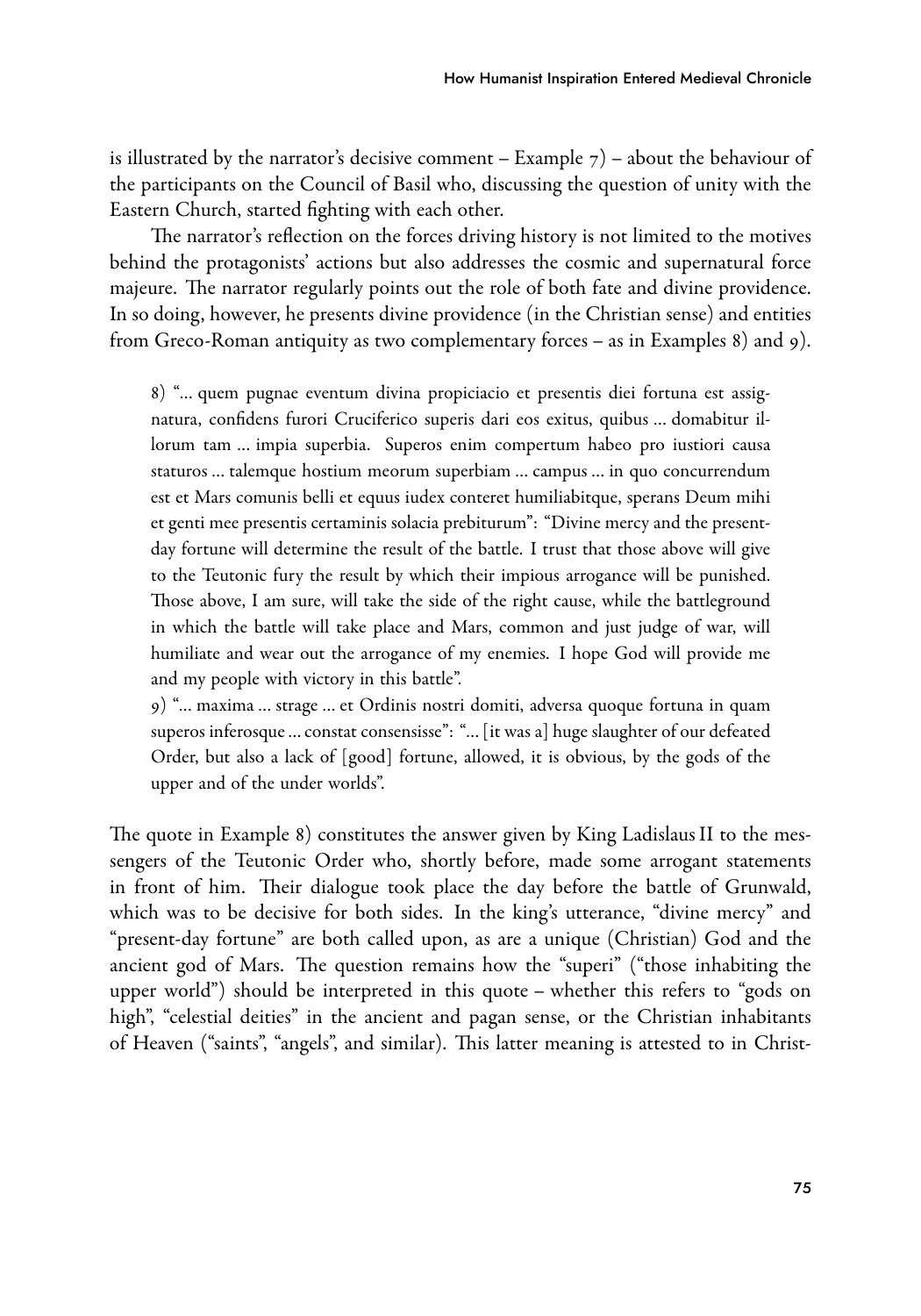is illustrated by the narrator's decisive comment – Example 7) – about the behaviour of the participants on the Council of Basil who, discussing the question of unity with the Eastern Church, started fighting with each other.

The narrator's reflection on the forces driving history is not limited to the motives behind the protagonists' actions but also addresses the cosmic and supernatural force majeure. The narrator regularly points out the role of both fate and divine providence. In so doing, however, he presents divine providence (in the Christian sense) and entities from Greco-Roman antiquity as two complementary forces – as in Examples 8) and 9).

> 8) "... quem pugnae eventum divina propiciacio et presentis diei fortuna est assignatura, confidens furori Cruciferico superis dari eos exitus, quibus ... domabitur illorum tam ... impia superbia. Superos enim compertum habeo pro iustiori causa staturos ... talemque hostium meorum superbiam ... campus ... in quo concurrendum est et Mars comunis belli et equus iudex conteret humiliabitque, sperans Deum mihi et genti mee presentis certaminis solacia prebiturum": "Divine mercy and the present-day fortune will determine the result of the battle. I trust that those above will give to the Teutonic fury the result by which their impious arrogance will be punished. Those above, I am sure, will take the side of the right cause, while the battleground in which the battle will take place and Mars, common and just judge of war, will humiliate and wear out the arrogance of my enemies. I hope God will provide me and my people with victory in this battle".
>
> 9) "... maxima ... strage ... et Ordinis nostri domiti, adversa quoque fortuna in quam superos inferosque ... constat consensisse": "... [it was a] huge slaughter of our defeated Order, but also a lack of [good] fortune, allowed, it is obvious, by the gods of the upper and of the under worlds".

The quote in Example 8) constitutes the answer given by King Ladislaus II to the messengers of the Teutonic Order who, shortly before, made some arrogant statements in front of him. Their dialogue took place the day before the battle of Grunwald, which was to be decisive for both sides. In the king's utterance, "divine mercy" and "present-day fortune" are both called upon, as are a unique (Christian) God and the ancient god of Mars. The question remains how the "superi" ("those inhabiting the upper world") should be interpreted in this quote – whether this refers to "gods on high", "celestial deities" in the ancient and pagan sense, or the Christian inhabitants of Heaven ("saints", "angels", and similar). This latter meaning is attested to in Christ-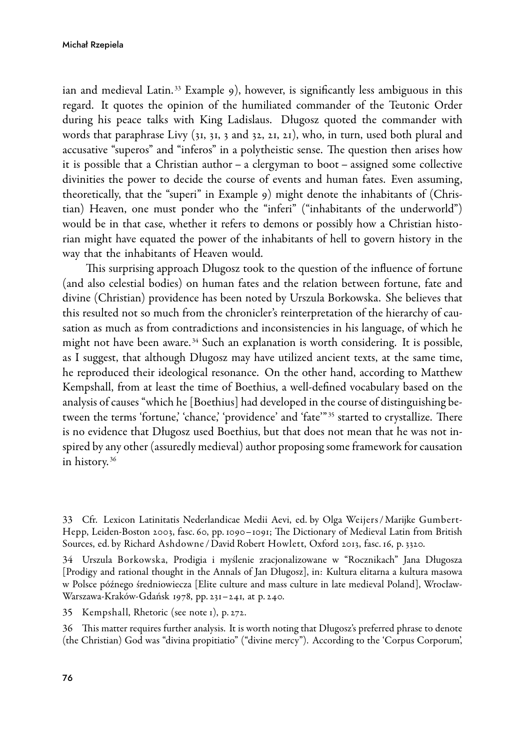ian and medieval Latin.[33] Example 9), however, is significantly less ambiguous in this regard. It quotes the opinion of the humiliated commander of the Teutonic Order during his peace talks with King Ladislaus. Długosz quoted the commander with words that paraphrase Livy (31, 31, 3 and 32, 21, 21), who, in turn, used both plural and accusative "superos" and "inferos" in a polytheistic sense. The question then arises how it is possible that a Christian author – a clergyman to boot – assigned some collective divinities the power to decide the course of events and human fates. Even assuming, theoretically, that the "superi" in Example 9) might denote the inhabitants of (Christian) Heaven, one must ponder who the "inferi" ("inhabitants of the underworld") would be in that case, whether it refers to demons or possibly how a Christian historian might have equated the power of the inhabitants of hell to govern history in the way that the inhabitants of Heaven would.

This surprising approach Długosz took to the question of the influence of fortune (and also celestial bodies) on human fates and the relation between fortune, fate and divine (Christian) providence has been noted by Urszula Borkowska. She believes that this resulted not so much from the chronicler's reinterpretation of the hierarchy of causation as much as from contradictions and inconsistencies in his language, of which he might not have been aware.[34] Such an explanation is worth considering. It is possible, as I suggest, that although Długosz may have utilized ancient texts, at the same time, he reproduced their ideological resonance. On the other hand, according to Matthew Kempshall, from at least the time of Boethius, a well-defined vocabulary based on the analysis of causes "which he [Boethius] had developed in the course of distinguishing between the terms 'fortune,' 'chance,' 'providence' and 'fate'"[35] started to crystallize. There is no evidence that Długosz used Boethius, but that does not mean that he was not inspired by any other (assuredly medieval) author proposing some framework for causation in history.[36]

---

33 Cfr. Lexicon Latinitatis Nederlandicae Medii Aevi, ed. by Olga Weijers / Marijke Gumbert-Hepp, Leiden-Boston 2003, fasc. 60, pp. 1090–1091; The Dictionary of Medieval Latin from British Sources, ed. by Richard Ashdowne / David Robert Howlett, Oxford 2013, fasc. 16, p. 3320.

34 Urszula Borkowska, Prodigia i myślenie zracjonalizowane w "Rocznikach" Jana Długosza [Prodigy and rational thought in the Annals of Jan Długosz], in: Kultura elitarna a kultura masowa w Polsce późnego średniowiecza [Elite culture and mass culture in late medieval Poland], Wrocław-Warszawa-Kraków-Gdańsk 1978, pp. 231–241, at p. 240.

35 Kempshall, Rhetoric (see note 1), p. 272.

36 This matter requires further analysis. It is worth noting that Długosz's preferred phrase to denote (the Christian) God was "divina propitiatio" ("divine mercy"). According to the 'Corpus Corporum',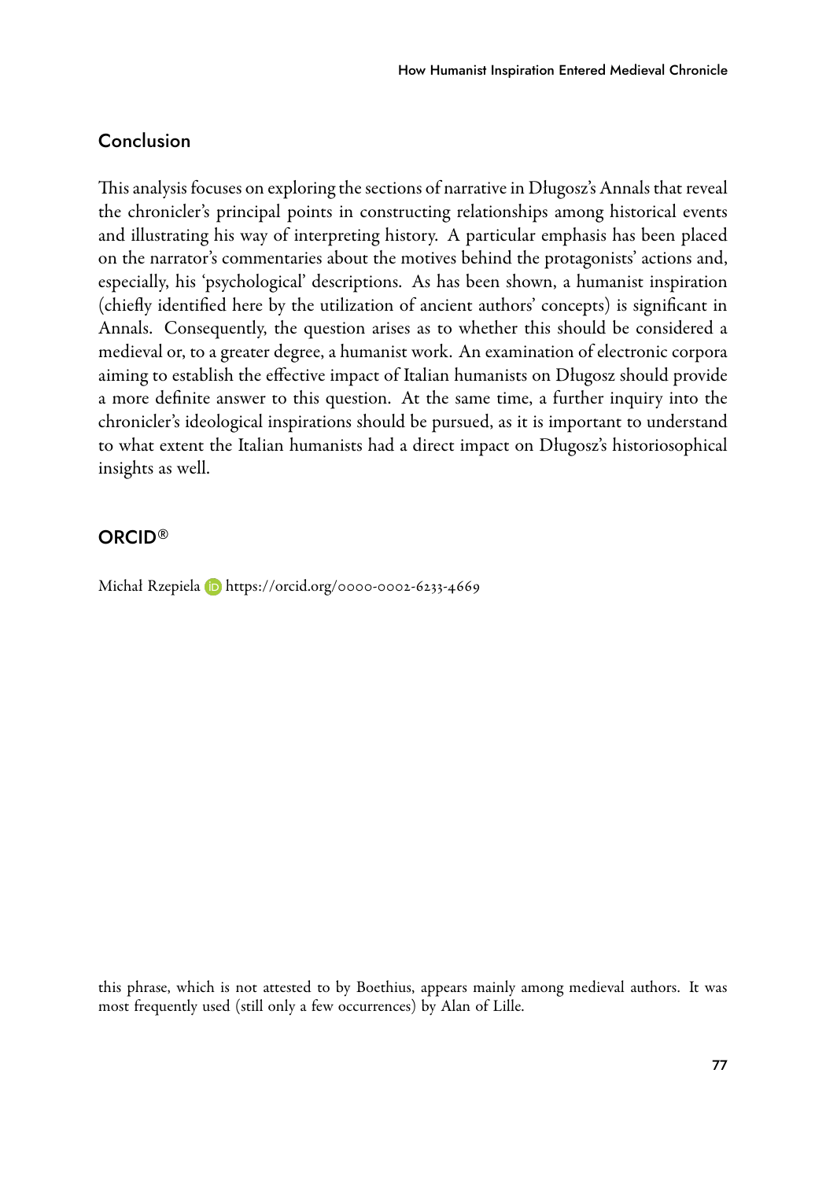## Conclusion

This analysis focuses on exploring the sections of narrative in Długosz's Annals that reveal the chronicler's principal points in constructing relationships among historical events and illustrating his way of interpreting history. A particular emphasis has been placed on the narrator's commentaries about the motives behind the protagonists' actions and, especially, his 'psychological' descriptions. As has been shown, a humanist inspiration (chiefly identified here by the utilization of ancient authors' concepts) is significant in Annals. Consequently, the question arises as to whether this should be considered a medieval or, to a greater degree, a humanist work. An examination of electronic corpora aiming to establish the effective impact of Italian humanists on Długosz should provide a more definite answer to this question. At the same time, a further inquiry into the chronicler's ideological inspirations should be pursued, as it is important to understand to what extent the Italian humanists had a direct impact on Długosz's historiosophical insights as well.

## ORCID®

Michał Rzepiela https://orcid.org/0000-0002-6233-4669

this phrase, which is not attested to by Boethius, appears mainly among medieval authors. It was most frequently used (still only a few occurrences) by Alan of Lille.